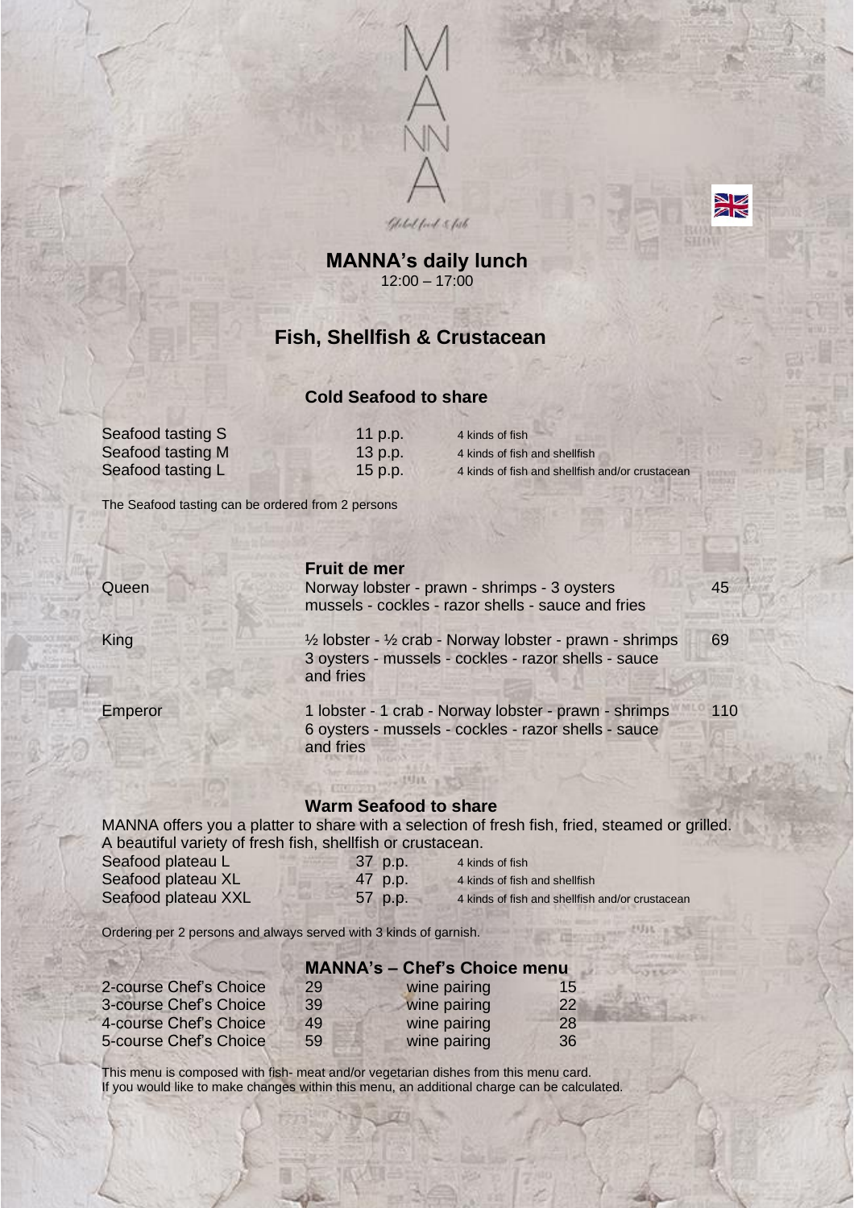MANNA

Global food & fish

# MANNA's daily lunch

12:00 – 17:00

## Fish, Shellfish & Crustacean

### Cold Seafood to share

| | | |
|---|---|---|
| Seafood tasting S | 11 p.p. | 4 kinds of fish |
| Seafood tasting M | 13 p.p. | 4 kinds of fish and shellfish |
| Seafood tasting L | 15 p.p. | 4 kinds of fish and shellfish and/or crustacean |

The Seafood tasting can be ordered from 2 persons

### Fruit de mer

| | | |
|---|---|---|
| Queen | Norway lobster - prawn - shrimps - 3 oysters mussels - cockles - razor shells - sauce and fries | 45 |
| King | ½ lobster - ½ crab - Norway lobster - prawn - shrimps 3 oysters - mussels - cockles - razor shells - sauce and fries | 69 |
| Emperor | 1 lobster - 1 crab - Norway lobster - prawn - shrimps 6 oysters - mussels - cockles - razor shells - sauce and fries | 110 |

### Warm Seafood to share

MANNA offers you a platter to share with a selection of fresh fish, fried, steamed or grilled.
A beautiful variety of fresh fish, shellfish or crustacean.

| | | |
|---|---|---|
| Seafood plateau L | 37 p.p. | 4 kinds of fish |
| Seafood plateau XL | 47 p.p. | 4 kinds of fish and shellfish |
| Seafood plateau XXL | 57 p.p. | 4 kinds of fish and shellfish and/or crustacean |

Ordering per 2 persons and always served with 3 kinds of garnish.

### MANNA's – Chef's Choice menu

| | | | |
|---|---|---|---|
| 2-course Chef's Choice | 29 | wine pairing | 15 |
| 3-course Chef's Choice | 39 | wine pairing | 22 |
| 4-course Chef's Choice | 49 | wine pairing | 28 |
| 5-course Chef's Choice | 59 | wine pairing | 36 |

This menu is composed with fish- meat and/or vegetarian dishes from this menu card.
If you would like to make changes within this menu, an additional charge can be calculated.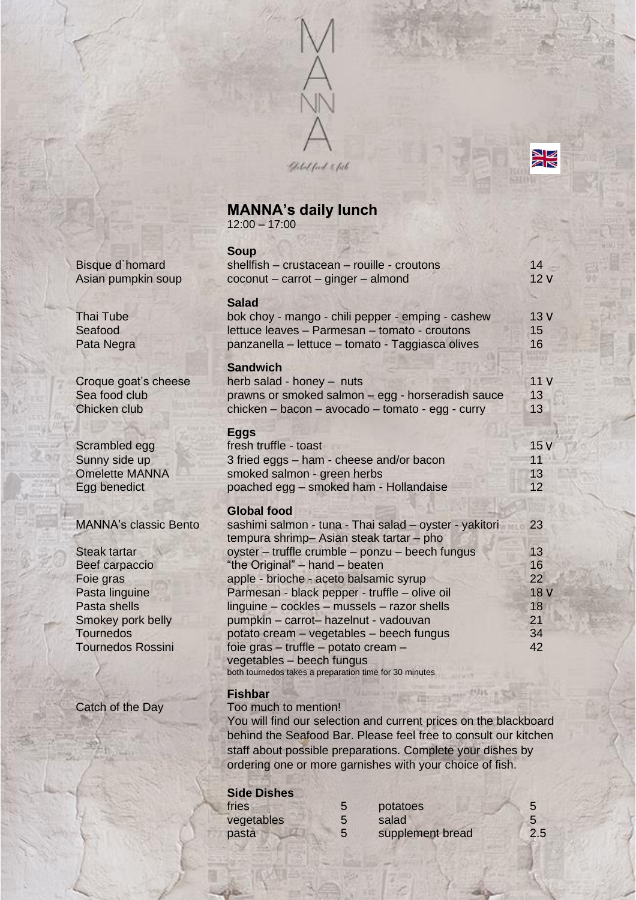# MANNA

*Global food & fish*

## MANNA's daily lunch

12:00 – 17:00

### Soup

| | | |
|---|---|---|
| Bisque d`homard | shellfish – crustacean – rouille - croutons | 14 |
| Asian pumpkin soup | coconut – carrot – ginger – almond | 12 V |

### Salad

| | | |
|---|---|---|
| Thai Tube | bok choy - mango - chili pepper - emping - cashew | 13 V |
| Seafood | lettuce leaves – Parmesan – tomato - croutons | 15 |
| Pata Negra | panzanella – lettuce – tomato - Taggiasca olives | 16 |

### Sandwich

| | | |
|---|---|---|
| Croque goat's cheese | herb salad - honey – nuts | 11 V |
| Sea food club | prawns or smoked salmon – egg - horseradish sauce | 13 |
| Chicken club | chicken – bacon – avocado – tomato - egg - curry | 13 |

### Eggs

| | | |
|---|---|---|
| Scrambled egg | fresh truffle - toast | 15 V |
| Sunny side up | 3 fried eggs – ham - cheese and/or bacon | 11 |
| Omelette MANNA | smoked salmon - green herbs | 13 |
| Egg benedict | poached egg – smoked ham - Hollandaise | 12 |

### Global food

| | | |
|---|---|---|
| MANNA's classic Bento | sashimi salmon - tuna - Thai salad – oyster - yakitori tempura shrimp– Asian steak tartar – pho | 23 |
| Steak tartar | oyster – truffle crumble – ponzu – beech fungus | 13 |
| Beef carpaccio | "the Original" – hand – beaten | 16 |
| Foie gras | apple - brioche - aceto balsamic syrup | 22 |
| Pasta linguine | Parmesan - black pepper - truffle – olive oil | 18 V |
| Pasta shells | linguine – cockles – mussels – razor shells | 18 |
| Smokey pork belly | pumpkin – carrot– hazelnut - vadouvan | 21 |
| Tournedos | potato cream – vegetables – beech fungus | 34 |
| Tournedos Rossini | foie gras – truffle – potato cream – vegetables – beech fungus | 42 |

both tournedos takes a preparation time for 30 minutes

### Fishbar

**Catch of the Day**

Too much to mention!
You will find our selection and current prices on the blackboard behind the Seafood Bar. Please feel free to consult our kitchen staff about possible preparations. Complete your dishes by ordering one or more garnishes with your choice of fish.

### Side Dishes

| | | | |
|---|---|---|---|
| fries | 5 | potatoes | 5 |
| vegetables | 5 | salad | 5 |
| pasta | 5 | supplement bread | 2.5 |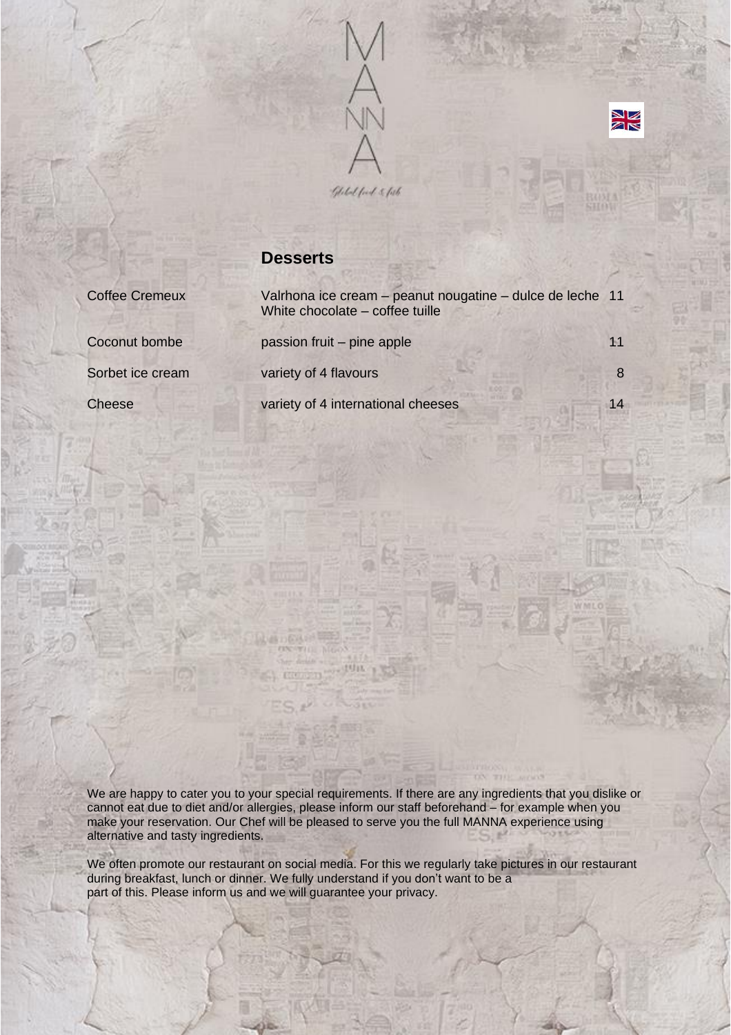MANNA

Global food & fish

## Desserts

| | | |
|---|---|---|
| Coffee Cremeux | Valrhona ice cream – peanut nougatine – dulce de leche White chocolate – coffee tuille | 11 |
| Coconut bombe | passion fruit – pine apple | 11 |
| Sorbet ice cream | variety of 4 flavours | 8 |
| Cheese | variety of 4 international cheeses | 14 |

We are happy to cater you to your special requirements. If there are any ingredients that you dislike or cannot eat due to diet and/or allergies, please inform our staff beforehand – for example when you make your reservation. Our Chef will be pleased to serve you the full MANNA experience using alternative and tasty ingredients.

We often promote our restaurant on social media. For this we regularly take pictures in our restaurant during breakfast, lunch or dinner. We fully understand if you don't want to be a part of this. Please inform us and we will guarantee your privacy.